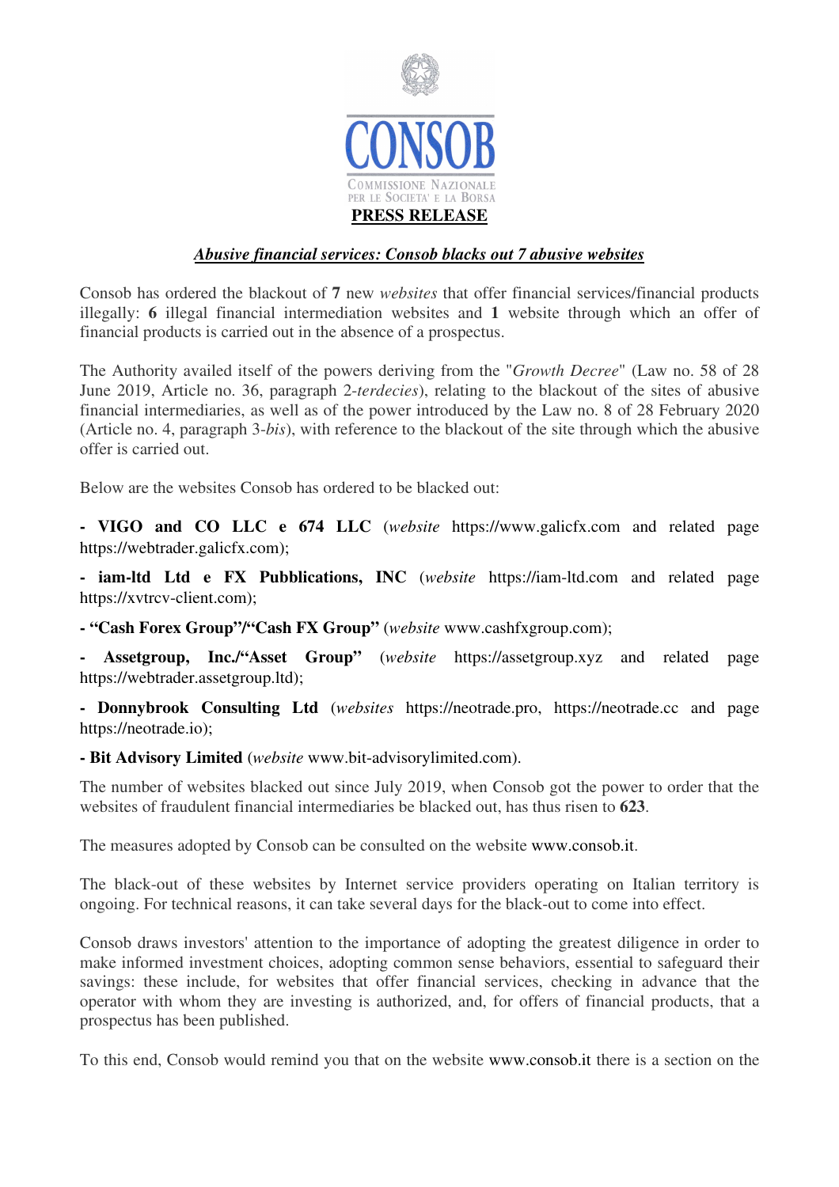CONSOB

COMMISSIONE NAZIONALE PER LE SOCIETA' E LA BORSA

**PRESS RELEASE**

***Abusive financial services: Consob blacks out 7 abusive websites***

Consob has ordered the blackout of **7** new *websites* that offer financial services/financial products illegally: **6** illegal financial intermediation websites and **1** website through which an offer of financial products is carried out in the absence of a prospectus.

The Authority availed itself of the powers deriving from the "*Growth Decree*" (Law no. 58 of 28 June 2019, Article no. 36, paragraph 2-*terdecies*), relating to the blackout of the sites of abusive financial intermediaries, as well as of the power introduced by the Law no. 8 of 28 February 2020 (Article no. 4, paragraph 3-*bis*), with reference to the blackout of the site through which the abusive offer is carried out.

Below are the websites Consob has ordered to be blacked out:

- **VIGO and CO LLC e 674 LLC** (*website* https://www.galicfx.com and related page https://webtrader.galicfx.com);
- **iam-ltd Ltd e FX Pubblications, INC** (*website* https://iam-ltd.com and related page https://xvtrcv-client.com);
- **"Cash Forex Group"/"Cash FX Group"** (*website* www.cashfxgroup.com);
- **Assetgroup, Inc./"Asset Group"** (*website* https://assetgroup.xyz and related page https://webtrader.assetgroup.ltd);
- **Donnybrook Consulting Ltd** (*websites* https://neotrade.pro, https://neotrade.cc and page https://neotrade.io);
- **Bit Advisory Limited** (*website* www.bit-advisorylimited.com).

The number of websites blacked out since July 2019, when Consob got the power to order that the websites of fraudulent financial intermediaries be blacked out, has thus risen to **623**.

The measures adopted by Consob can be consulted on the website www.consob.it.

The black-out of these websites by Internet service providers operating on Italian territory is ongoing. For technical reasons, it can take several days for the black-out to come into effect.

Consob draws investors' attention to the importance of adopting the greatest diligence in order to make informed investment choices, adopting common sense behaviors, essential to safeguard their savings: these include, for websites that offer financial services, checking in advance that the operator with whom they are investing is authorized, and, for offers of financial products, that a prospectus has been published.

To this end, Consob would remind you that on the website www.consob.it there is a section on the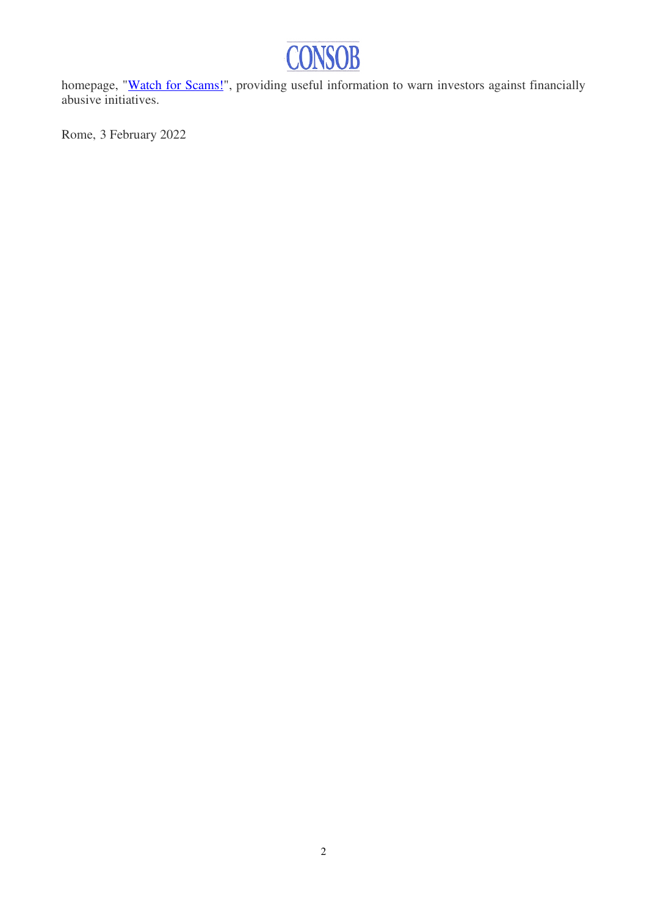homepage, "[Watch for Scams!](#)", providing useful information to warn investors against financially abusive initiatives.

Rome, 3 February 2022